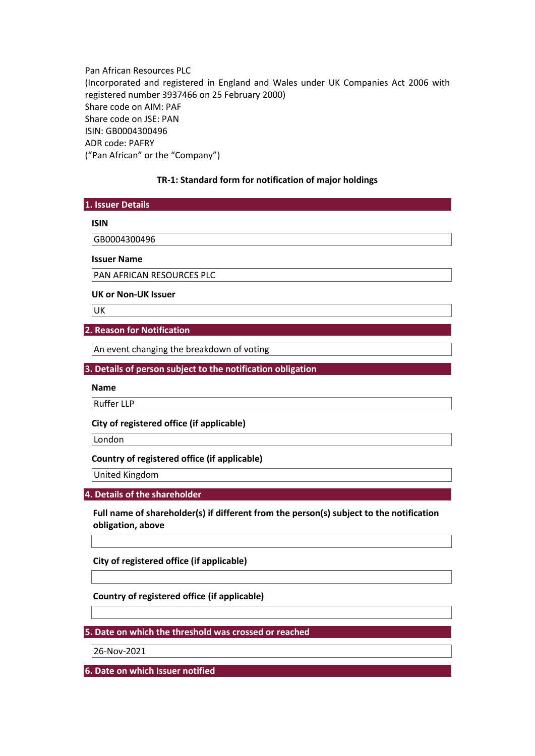Pan African Resources PLC
(Incorporated and registered in England and Wales under UK Companies Act 2006 with registered number 3937466 on 25 February 2000)
Share code on AIM: PAF
Share code on JSE: PAN
ISIN: GB0004300496
ADR code: PAFRY
("Pan African" or the "Company")

### TR-1: Standard form for notification of major holdings

## 1. Issuer Details

**ISIN**

GB0004300496

**Issuer Name**

PAN AFRICAN RESOURCES PLC

**UK or Non-UK Issuer**

UK

## 2. Reason for Notification

An event changing the breakdown of voting

## 3. Details of person subject to the notification obligation

**Name**

Ruffer LLP

**City of registered office (if applicable)**

London

**Country of registered office (if applicable)**

United Kingdom

## 4. Details of the shareholder

**Full name of shareholder(s) if different from the person(s) subject to the notification obligation, above**

**City of registered office (if applicable)**

**Country of registered office (if applicable)**

## 5. Date on which the threshold was crossed or reached

26-Nov-2021

## 6. Date on which Issuer notified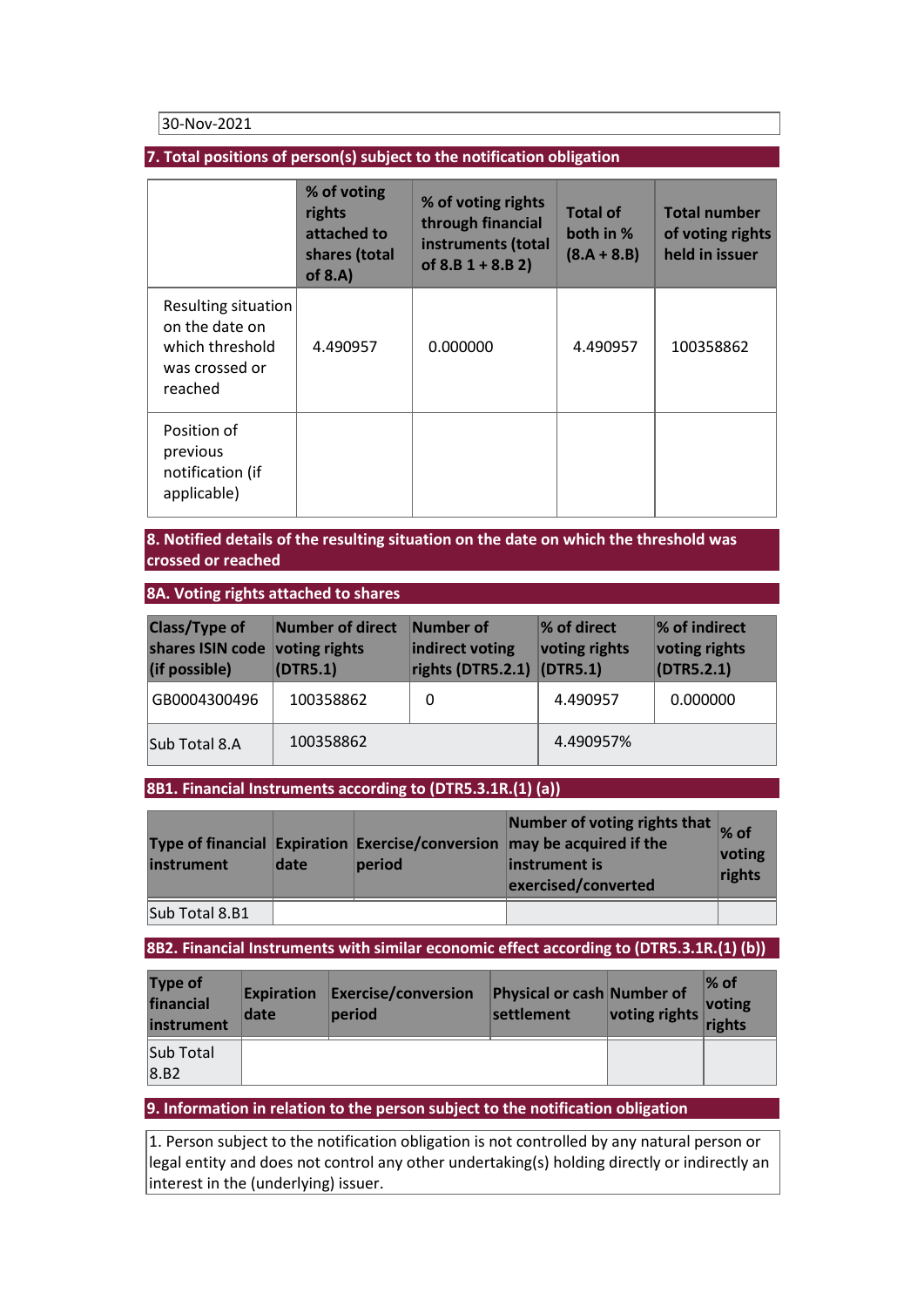| 30-Nov-2021 |
|---|

## 7. Total positions of person(s) subject to the notification obligation

| | % of voting rights attached to shares (total of 8.A) | % of voting rights through financial instruments (total of 8.B 1 + 8.B 2) | Total of both in % (8.A + 8.B) | Total number of voting rights held in issuer |
|---|---|---|---|---|
| Resulting situation on the date on which threshold was crossed or reached | 4.490957 | 0.000000 | 4.490957 | 100358862 |
| Position of previous notification (if applicable) | | | | |

## 8. Notified details of the resulting situation on the date on which the threshold was crossed or reached

### 8A. Voting rights attached to shares

| Class/Type of shares ISIN code (if possible) | Number of direct voting rights (DTR5.1) | Number of indirect voting rights (DTR5.2.1) | % of direct voting rights (DTR5.1) | % of indirect voting rights (DTR5.2.1) |
|---|---|---|---|---|
| GB0004300496 | 100358862 | 0 | 4.490957 | 0.000000 |
| Sub Total 8.A | 100358862 | | 4.490957% | |

### 8B1. Financial Instruments according to (DTR5.3.1R.(1) (a))

| Type of financial instrument | Expiration date | Exercise/conversion period | Number of voting rights that may be acquired if the instrument is exercised/converted | % of voting rights |
|---|---|---|---|---|
| Sub Total 8.B1 | | | | |

### 8B2. Financial Instruments with similar economic effect according to (DTR5.3.1R.(1) (b))

| Type of financial instrument | Expiration date | Exercise/conversion period | Physical or cash settlement | Number of voting rights | % of voting rights |
|---|---|---|---|---|---|
| Sub Total 8.B2 | | | | | |

## 9. Information in relation to the person subject to the notification obligation

1. Person subject to the notification obligation is not controlled by any natural person or legal entity and does not control any other undertaking(s) holding directly or indirectly an interest in the (underlying) issuer.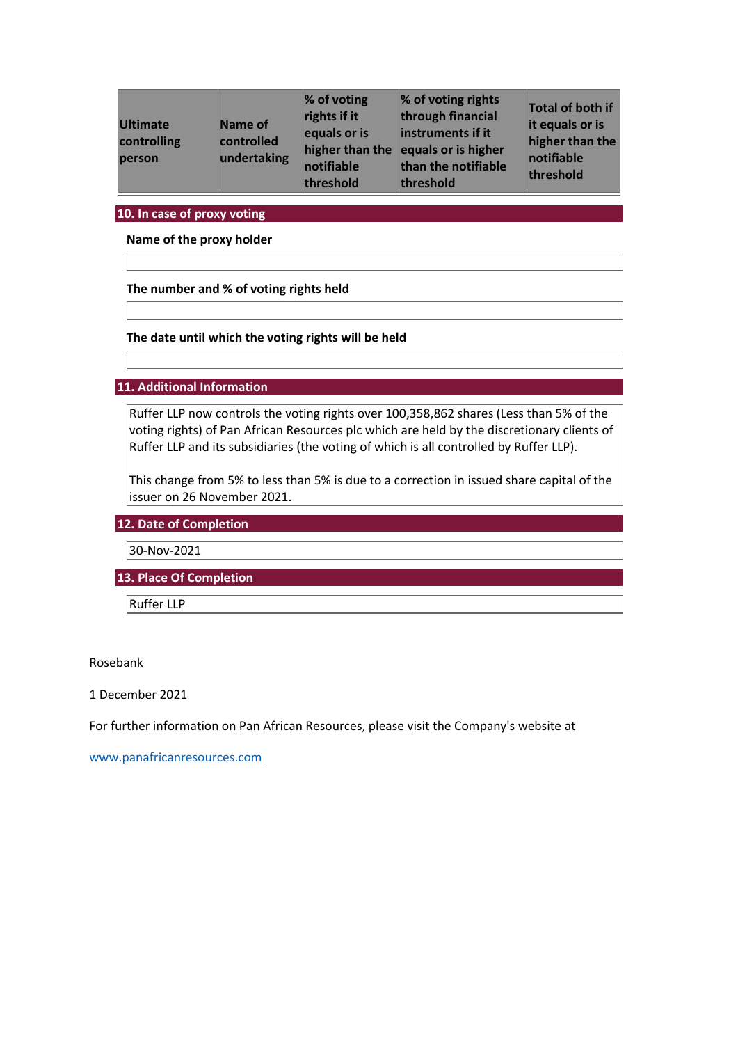| Ultimate controlling person | Name of controlled undertaking | % of voting rights if it equals or is higher than the notifiable threshold | % of voting rights through financial instruments if it equals or is higher than the notifiable threshold | Total of both if it equals or is higher than the notifiable threshold |
|---|---|---|---|---|

## 10. In case of proxy voting

**Name of the proxy holder**

**The number and % of voting rights held**

**The date until which the voting rights will be held**

## 11. Additional Information

Ruffer LLP now controls the voting rights over 100,358,862 shares (Less than 5% of the voting rights) of Pan African Resources plc which are held by the discretionary clients of Ruffer LLP and its subsidiaries (the voting of which is all controlled by Ruffer LLP).

This change from 5% to less than 5% is due to a correction in issued share capital of the issuer on 26 November 2021.

## 12. Date of Completion

30-Nov-2021

## 13. Place Of Completion

Ruffer LLP

Rosebank

1 December 2021

For further information on Pan African Resources, please visit the Company's website at

www.panafricanresources.com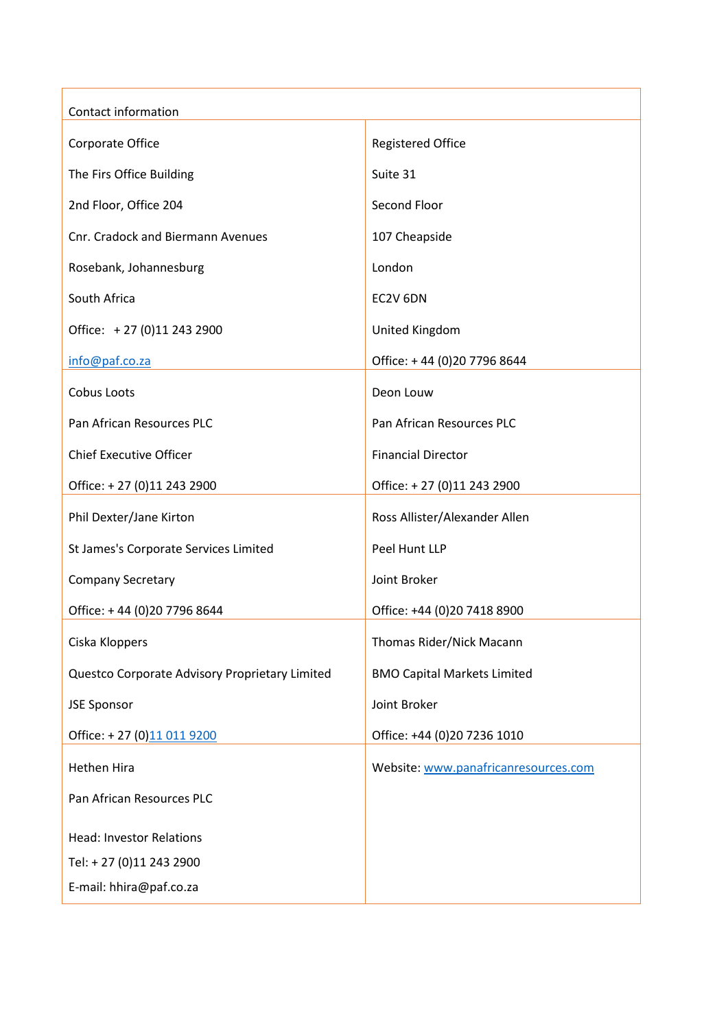| Contact information | |
|---|---|
| Corporate Office<br>The Firs Office Building<br>2nd Floor, Office 204<br>Cnr. Cradock and Biermann Avenues<br>Rosebank, Johannesburg<br>South Africa<br>Office: + 27 (0)11 243 2900<br>info@paf.co.za | Registered Office<br>Suite 31<br>Second Floor<br>107 Cheapside<br>London<br>EC2V 6DN<br>United Kingdom<br>Office: + 44 (0)20 7796 8644 |
| Cobus Loots<br>Pan African Resources PLC<br>Chief Executive Officer<br>Office: + 27 (0)11 243 2900 | Deon Louw<br>Pan African Resources PLC<br>Financial Director<br>Office: + 27 (0)11 243 2900 |
| Phil Dexter/Jane Kirton<br>St James's Corporate Services Limited<br>Company Secretary<br>Office: + 44 (0)20 7796 8644 | Ross Allister/Alexander Allen<br>Peel Hunt LLP<br>Joint Broker<br>Office: +44 (0)20 7418 8900 |
| Ciska Kloppers<br>Questco Corporate Advisory Proprietary Limited<br>JSE Sponsor<br>Office: + 27 (0)11 011 9200 | Thomas Rider/Nick Macann<br>BMO Capital Markets Limited<br>Joint Broker<br>Office: +44 (0)20 7236 1010 |
| Hethen Hira<br>Pan African Resources PLC<br>Head: Investor Relations<br>Tel: + 27 (0)11 243 2900<br>E-mail: hhira@paf.co.za | Website: www.panafricanresources.com |